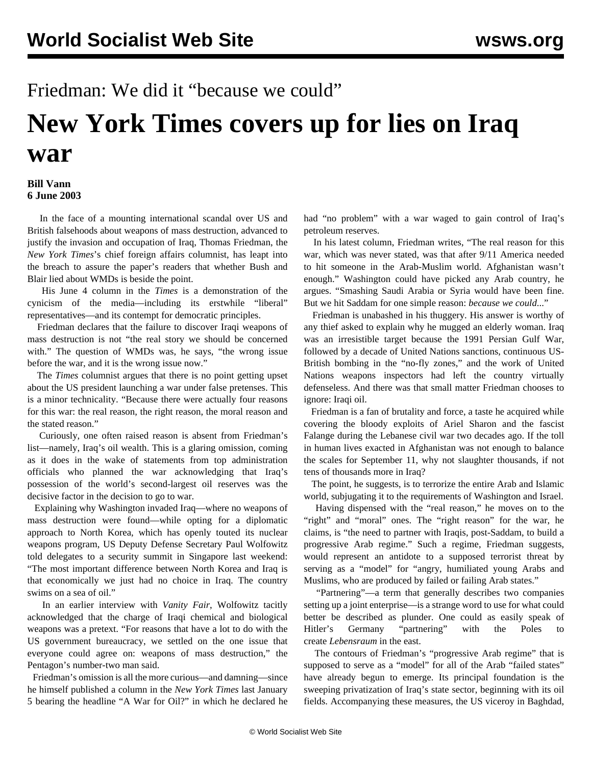Friedman: We did it "because we could"

# New York Times covers up for lies on Iraq war

**Bill Vann**
**6 June 2003**

In the face of a mounting international scandal over US and British falsehoods about weapons of mass destruction, advanced to justify the invasion and occupation of Iraq, Thomas Friedman, the *New York Times*'s chief foreign affairs columnist, has leapt into the breach to assure the paper's readers that whether Bush and Blair lied about WMDs is beside the point.

His June 4 column in the *Times* is a demonstration of the cynicism of the media—including its erstwhile "liberal" representatives—and its contempt for democratic principles.

Friedman declares that the failure to discover Iraqi weapons of mass destruction is not "the real story we should be concerned with." The question of WMDs was, he says, "the wrong issue before the war, and it is the wrong issue now."

The *Times* columnist argues that there is no point getting upset about the US president launching a war under false pretenses. This is a minor technicality. "Because there were actually four reasons for this war: the real reason, the right reason, the moral reason and the stated reason."

Curiously, one often raised reason is absent from Friedman's list—namely, Iraq's oil wealth. This is a glaring omission, coming as it does in the wake of statements from top administration officials who planned the war acknowledging that Iraq's possession of the world's second-largest oil reserves was the decisive factor in the decision to go to war.

Explaining why Washington invaded Iraq—where no weapons of mass destruction were found—while opting for a diplomatic approach to North Korea, which has openly touted its nuclear weapons program, US Deputy Defense Secretary Paul Wolfowitz told delegates to a security summit in Singapore last weekend: "The most important difference between North Korea and Iraq is that economically we just had no choice in Iraq. The country swims on a sea of oil."

In an earlier interview with *Vanity Fair*, Wolfowitz tacitly acknowledged that the charge of Iraqi chemical and biological weapons was a pretext. "For reasons that have a lot to do with the US government bureaucracy, we settled on the one issue that everyone could agree on: weapons of mass destruction," the Pentagon's number-two man said.

Friedman's omission is all the more curious—and damning—since he himself published a column in the *New York Times* last January 5 bearing the headline "A War for Oil?" in which he declared he had "no problem" with a war waged to gain control of Iraq's petroleum reserves.

In his latest column, Friedman writes, "The real reason for this war, which was never stated, was that after 9/11 America needed to hit someone in the Arab-Muslim world. Afghanistan wasn't enough." Washington could have picked any Arab country, he argues. "Smashing Saudi Arabia or Syria would have been fine. But we hit Saddam for one simple reason: *because we could*..."

Friedman is unabashed in his thuggery. His answer is worthy of any thief asked to explain why he mugged an elderly woman. Iraq was an irresistible target because the 1991 Persian Gulf War, followed by a decade of United Nations sanctions, continuous US-British bombing in the "no-fly zones," and the work of United Nations weapons inspectors had left the country virtually defenseless. And there was that small matter Friedman chooses to ignore: Iraqi oil.

Friedman is a fan of brutality and force, a taste he acquired while covering the bloody exploits of Ariel Sharon and the fascist Falange during the Lebanese civil war two decades ago. If the toll in human lives exacted in Afghanistan was not enough to balance the scales for September 11, why not slaughter thousands, if not tens of thousands more in Iraq?

The point, he suggests, is to terrorize the entire Arab and Islamic world, subjugating it to the requirements of Washington and Israel.

Having dispensed with the "real reason," he moves on to the "right" and "moral" ones. The "right reason" for the war, he claims, is "the need to partner with Iraqis, post-Saddam, to build a progressive Arab regime." Such a regime, Friedman suggests, would represent an antidote to a supposed terrorist threat by serving as a "model" for "angry, humiliated young Arabs and Muslims, who are produced by failed or failing Arab states."

"Partnering"—a term that generally describes two companies setting up a joint enterprise—is a strange word to use for what could better be described as plunder. One could as easily speak of Hitler's Germany "partnering" with the Poles to create *Lebensraum* in the east.

The contours of Friedman's "progressive Arab regime" that is supposed to serve as a "model" for all of the Arab "failed states" have already begun to emerge. Its principal foundation is the sweeping privatization of Iraq's state sector, beginning with its oil fields. Accompanying these measures, the US viceroy in Baghdad,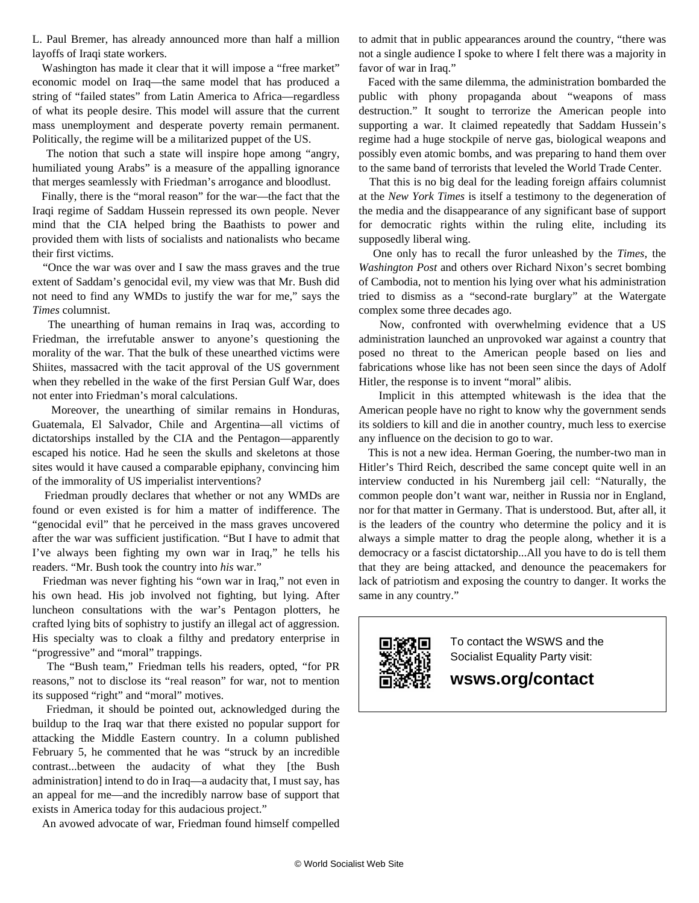L. Paul Bremer, has already announced more than half a million layoffs of Iraqi state workers.

Washington has made it clear that it will impose a "free market" economic model on Iraq—the same model that has produced a string of "failed states" from Latin America to Africa—regardless of what its people desire. This model will assure that the current mass unemployment and desperate poverty remain permanent. Politically, the regime will be a militarized puppet of the US.

The notion that such a state will inspire hope among "angry, humiliated young Arabs" is a measure of the appalling ignorance that merges seamlessly with Friedman's arrogance and bloodlust.

Finally, there is the "moral reason" for the war—the fact that the Iraqi regime of Saddam Hussein repressed its own people. Never mind that the CIA helped bring the Baathists to power and provided them with lists of socialists and nationalists who became their first victims.

"Once the war was over and I saw the mass graves and the true extent of Saddam's genocidal evil, my view was that Mr. Bush did not need to find any WMDs to justify the war for me," says the *Times* columnist.

The unearthing of human remains in Iraq was, according to Friedman, the irrefutable answer to anyone's questioning the morality of the war. That the bulk of these unearthed victims were Shiites, massacred with the tacit approval of the US government when they rebelled in the wake of the first Persian Gulf War, does not enter into Friedman's moral calculations.

Moreover, the unearthing of similar remains in Honduras, Guatemala, El Salvador, Chile and Argentina—all victims of dictatorships installed by the CIA and the Pentagon—apparently escaped his notice. Had he seen the skulls and skeletons at those sites would it have caused a comparable epiphany, convincing him of the immorality of US imperialist interventions?

Friedman proudly declares that whether or not any WMDs are found or even existed is for him a matter of indifference. The "genocidal evil" that he perceived in the mass graves uncovered after the war was sufficient justification. "But I have to admit that I've always been fighting my own war in Iraq," he tells his readers. "Mr. Bush took the country into *his* war."

Friedman was never fighting his "own war in Iraq," not even in his own head. His job involved not fighting, but lying. After luncheon consultations with the war's Pentagon plotters, he crafted lying bits of sophistry to justify an illegal act of aggression. His specialty was to cloak a filthy and predatory enterprise in "progressive" and "moral" trappings.

The "Bush team," Friedman tells his readers, opted, "for PR reasons," not to disclose its "real reason" for war, not to mention its supposed "right" and "moral" motives.

Friedman, it should be pointed out, acknowledged during the buildup to the Iraq war that there existed no popular support for attacking the Middle Eastern country. In a column published February 5, he commented that he was "struck by an incredible contrast...between the audacity of what they [the Bush administration] intend to do in Iraq—a audacity that, I must say, has an appeal for me—and the incredibly narrow base of support that exists in America today for this audacious project."

An avowed advocate of war, Friedman found himself compelled to admit that in public appearances around the country, "there was not a single audience I spoke to where I felt there was a majority in favor of war in Iraq."

Faced with the same dilemma, the administration bombarded the public with phony propaganda about "weapons of mass destruction." It sought to terrorize the American people into supporting a war. It claimed repeatedly that Saddam Hussein's regime had a huge stockpile of nerve gas, biological weapons and possibly even atomic bombs, and was preparing to hand them over to the same band of terrorists that leveled the World Trade Center.

That this is no big deal for the leading foreign affairs columnist at the *New York Times* is itself a testimony to the degeneration of the media and the disappearance of any significant base of support for democratic rights within the ruling elite, including its supposedly liberal wing.

One only has to recall the furor unleashed by the *Times*, the *Washington Post* and others over Richard Nixon's secret bombing of Cambodia, not to mention his lying over what his administration tried to dismiss as a "second-rate burglary" at the Watergate complex some three decades ago.

Now, confronted with overwhelming evidence that a US administration launched an unprovoked war against a country that posed no threat to the American people based on lies and fabrications whose like has not been seen since the days of Adolf Hitler, the response is to invent "moral" alibis.

Implicit in this attempted whitewash is the idea that the American people have no right to know why the government sends its soldiers to kill and die in another country, much less to exercise any influence on the decision to go to war.

This is not a new idea. Herman Goering, the number-two man in Hitler's Third Reich, described the same concept quite well in an interview conducted in his Nuremberg jail cell: "Naturally, the common people don't want war, neither in Russia nor in England, nor for that matter in Germany. That is understood. But, after all, it is the leaders of the country who determine the policy and it is always a simple matter to drag the people along, whether it is a democracy or a fascist dictatorship...All you have to do is tell them that they are being attacked, and denounce the peacemakers for lack of patriotism and exposing the country to danger. It works the same in any country."

To contact the WSWS and the Socialist Equality Party visit:

**wsws.org/contact**